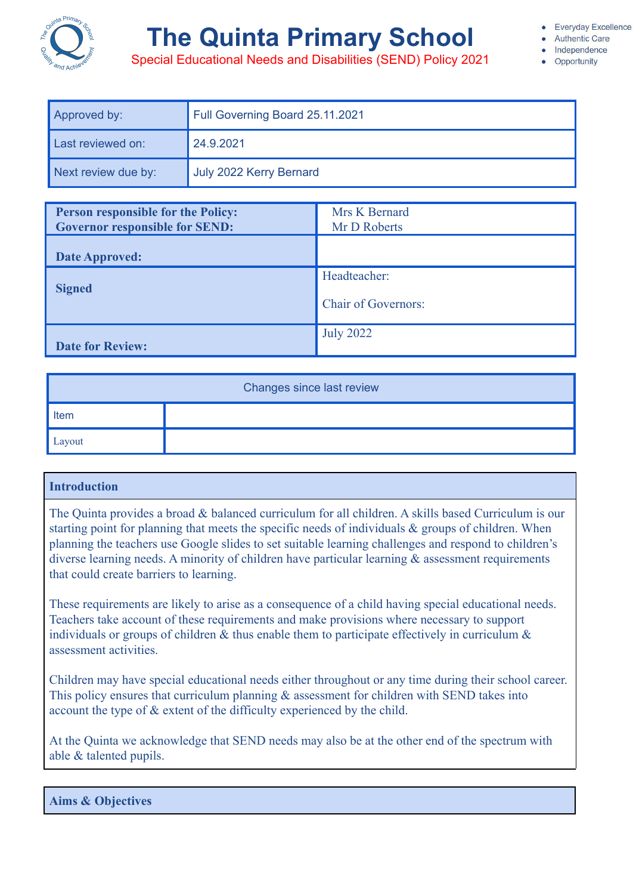# The Quinta Primary School

Special Educational Needs and Disabilities (SEND) Policy 2021

- Everyday Excellence
- Authentic Care
- Independence
- Opportunity

| Approved by: | Full Governing Board 25.11.2021 |
|---|---|
| Last reviewed on: | 24.9.2021 |
| Next review due by: | July 2022 Kerry Bernard |

| **Person responsible for the Policy:** **Governor responsible for SEND:** | Mrs K Bernard Mr D Roberts |
|---|---|
| **Date Approved:** | |
| **Signed** | Headteacher: Chair of Governors: |
| **Date for Review:** | July 2022 |

| Changes since last review | |
|---|---|
| Item | |
| Layout | |

## Introduction

The Quinta provides a broad & balanced curriculum for all children. A skills based Curriculum is our starting point for planning that meets the specific needs of individuals & groups of children. When planning the teachers use Google slides to set suitable learning challenges and respond to children's diverse learning needs. A minority of children have particular learning & assessment requirements that could create barriers to learning.

These requirements are likely to arise as a consequence of a child having special educational needs. Teachers take account of these requirements and make provisions where necessary to support individuals or groups of children & thus enable them to participate effectively in curriculum & assessment activities.

Children may have special educational needs either throughout or any time during their school career. This policy ensures that curriculum planning & assessment for children with SEND takes into account the type of & extent of the difficulty experienced by the child.

At the Quinta we acknowledge that SEND needs may also be at the other end of the spectrum with able & talented pupils.

## Aims & Objectives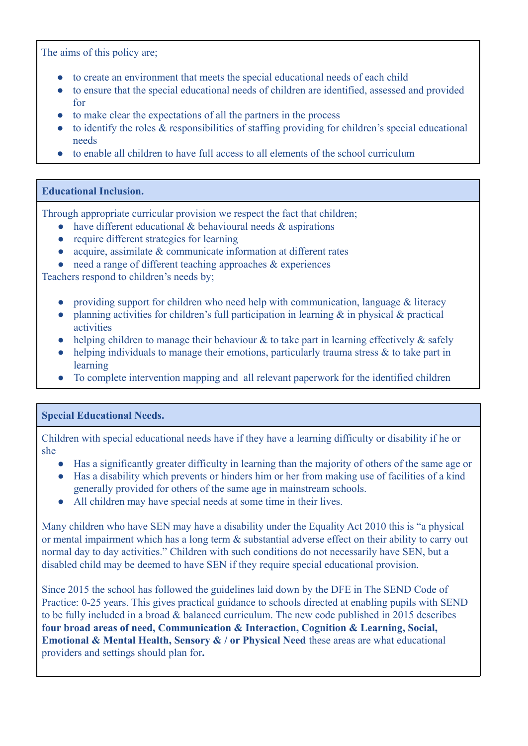The aims of this policy are;

- to create an environment that meets the special educational needs of each child
- to ensure that the special educational needs of children are identified, assessed and provided for
- to make clear the expectations of all the partners in the process
- to identify the roles & responsibilities of staffing providing for children's special educational needs
- to enable all children to have full access to all elements of the school curriculum

## Educational Inclusion.

Through appropriate curricular provision we respect the fact that children;

- have different educational & behavioural needs & aspirations
- require different strategies for learning
- acquire, assimilate & communicate information at different rates
- need a range of different teaching approaches & experiences

Teachers respond to children's needs by;

- providing support for children who need help with communication, language & literacy
- planning activities for children's full participation in learning & in physical & practical activities
- helping children to manage their behaviour & to take part in learning effectively & safely
- helping individuals to manage their emotions, particularly trauma stress & to take part in learning
- To complete intervention mapping and all relevant paperwork for the identified children

## Special Educational Needs.

Children with special educational needs have if they have a learning difficulty or disability if he or she

- Has a significantly greater difficulty in learning than the majority of others of the same age or
- Has a disability which prevents or hinders him or her from making use of facilities of a kind generally provided for others of the same age in mainstream schools.
- All children may have special needs at some time in their lives.

Many children who have SEN may have a disability under the Equality Act 2010 this is "a physical or mental impairment which has a long term & substantial adverse effect on their ability to carry out normal day to day activities." Children with such conditions do not necessarily have SEN, but a disabled child may be deemed to have SEN if they require special educational provision.

Since 2015 the school has followed the guidelines laid down by the DFE in The SEND Code of Practice: 0-25 years. This gives practical guidance to schools directed at enabling pupils with SEND to be fully included in a broad & balanced curriculum. The new code published in 2015 describes **four broad areas of need, Communication & Interaction, Cognition & Learning, Social, Emotional & Mental Health, Sensory & / or Physical Need** these areas are what educational providers and settings should plan for**.**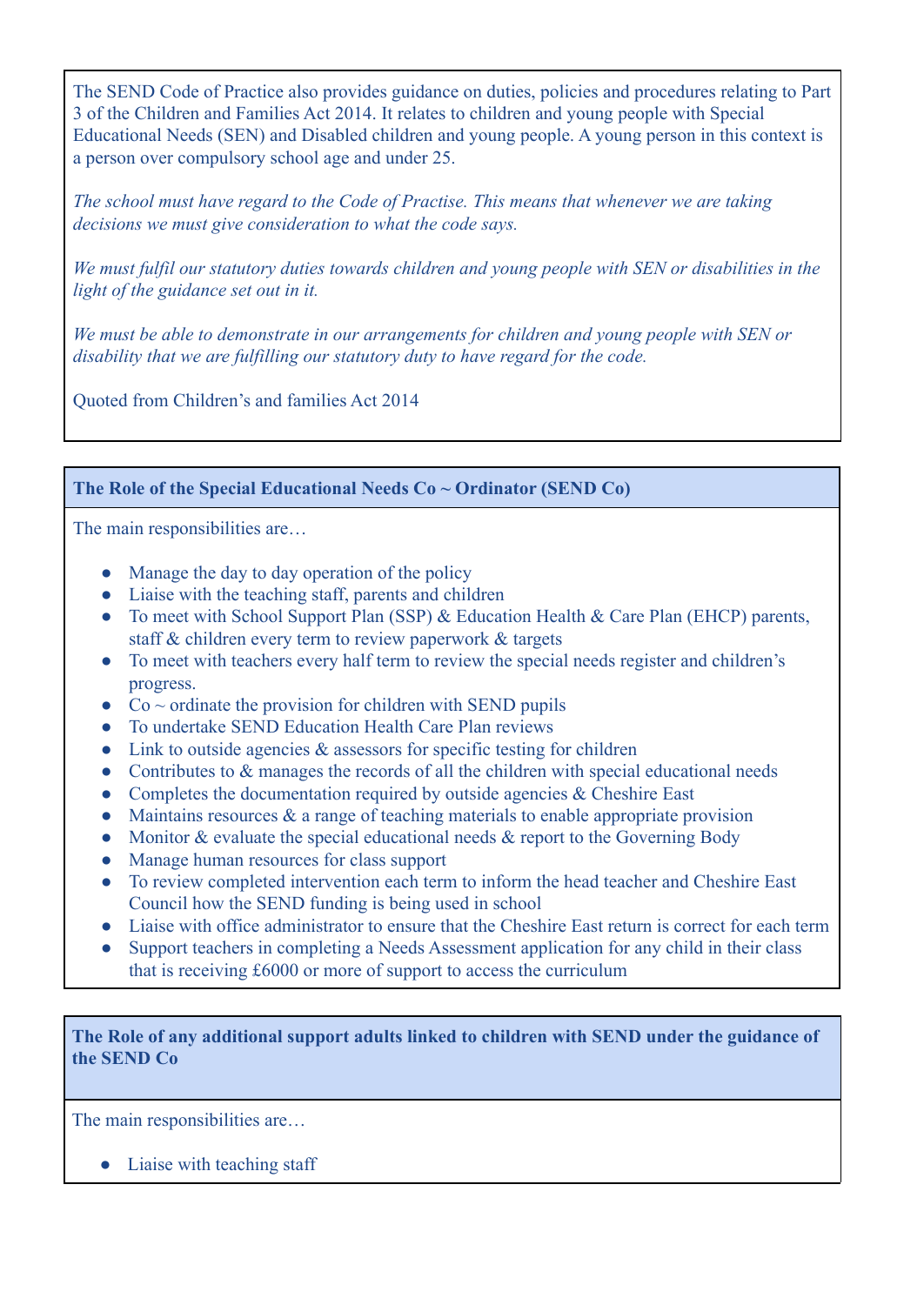The SEND Code of Practice also provides guidance on duties, policies and procedures relating to Part 3 of the Children and Families Act 2014. It relates to children and young people with Special Educational Needs (SEN) and Disabled children and young people. A young person in this context is a person over compulsory school age and under 25.

*The school must have regard to the Code of Practise. This means that whenever we are taking decisions we must give consideration to what the code says.*

*We must fulfil our statutory duties towards children and young people with SEN or disabilities in the light of the guidance set out in it.*

*We must be able to demonstrate in our arrangements for children and young people with SEN or disability that we are fulfilling our statutory duty to have regard for the code.*

Quoted from Children's and families Act 2014

## The Role of the Special Educational Needs Co ~ Ordinator (SEND Co)

The main responsibilities are…

- Manage the day to day operation of the policy
- Liaise with the teaching staff, parents and children
- To meet with School Support Plan (SSP) & Education Health & Care Plan (EHCP) parents, staff & children every term to review paperwork & targets
- To meet with teachers every half term to review the special needs register and children's progress.
- Co ~ ordinate the provision for children with SEND pupils
- To undertake SEND Education Health Care Plan reviews
- Link to outside agencies & assessors for specific testing for children
- Contributes to & manages the records of all the children with special educational needs
- Completes the documentation required by outside agencies & Cheshire East
- Maintains resources & a range of teaching materials to enable appropriate provision
- Monitor & evaluate the special educational needs & report to the Governing Body
- Manage human resources for class support
- To review completed intervention each term to inform the head teacher and Cheshire East Council how the SEND funding is being used in school
- Liaise with office administrator to ensure that the Cheshire East return is correct for each term
- Support teachers in completing a Needs Assessment application for any child in their class that is receiving £6000 or more of support to access the curriculum

## The Role of any additional support adults linked to children with SEND under the guidance of the SEND Co

The main responsibilities are…

- Liaise with teaching staff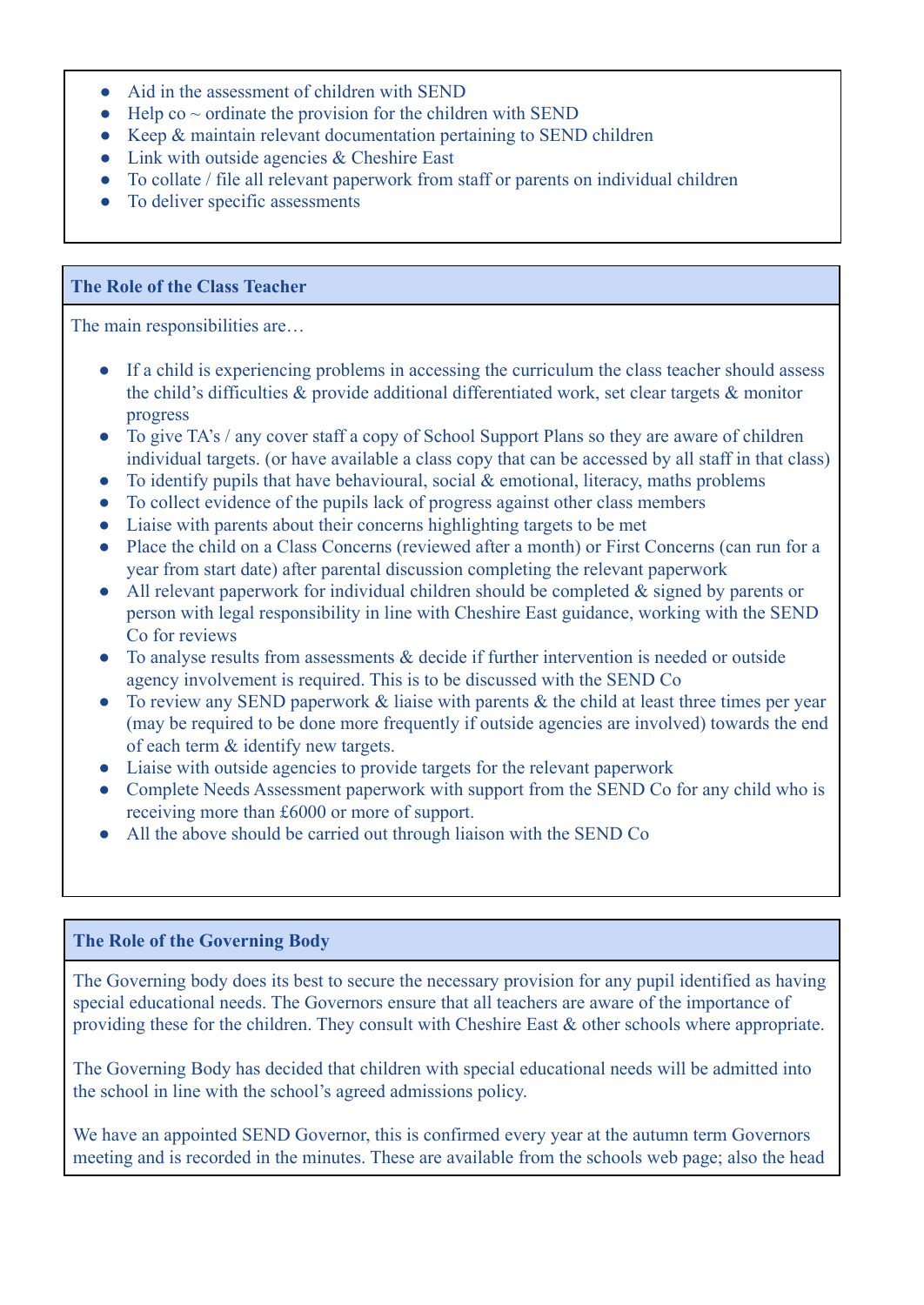- Aid in the assessment of children with SEND
- Help co ~ ordinate the provision for the children with SEND
- Keep & maintain relevant documentation pertaining to SEND children
- Link with outside agencies & Cheshire East
- To collate / file all relevant paperwork from staff or parents on individual children
- To deliver specific assessments

## The Role of the Class Teacher

The main responsibilities are…

- If a child is experiencing problems in accessing the curriculum the class teacher should assess the child's difficulties & provide additional differentiated work, set clear targets & monitor progress
- To give TA's / any cover staff a copy of School Support Plans so they are aware of children individual targets. (or have available a class copy that can be accessed by all staff in that class)
- To identify pupils that have behavioural, social & emotional, literacy, maths problems
- To collect evidence of the pupils lack of progress against other class members
- Liaise with parents about their concerns highlighting targets to be met
- Place the child on a Class Concerns (reviewed after a month) or First Concerns (can run for a year from start date) after parental discussion completing the relevant paperwork
- All relevant paperwork for individual children should be completed & signed by parents or person with legal responsibility in line with Cheshire East guidance, working with the SEND Co for reviews
- To analyse results from assessments & decide if further intervention is needed or outside agency involvement is required. This is to be discussed with the SEND Co
- To review any SEND paperwork & liaise with parents & the child at least three times per year (may be required to be done more frequently if outside agencies are involved) towards the end of each term & identify new targets.
- Liaise with outside agencies to provide targets for the relevant paperwork
- Complete Needs Assessment paperwork with support from the SEND Co for any child who is receiving more than £6000 or more of support.
- All the above should be carried out through liaison with the SEND Co

## The Role of the Governing Body

The Governing body does its best to secure the necessary provision for any pupil identified as having special educational needs. The Governors ensure that all teachers are aware of the importance of providing these for the children. They consult with Cheshire East & other schools where appropriate.

The Governing Body has decided that children with special educational needs will be admitted into the school in line with the school's agreed admissions policy.

We have an appointed SEND Governor, this is confirmed every year at the autumn term Governors meeting and is recorded in the minutes. These are available from the schools web page; also the head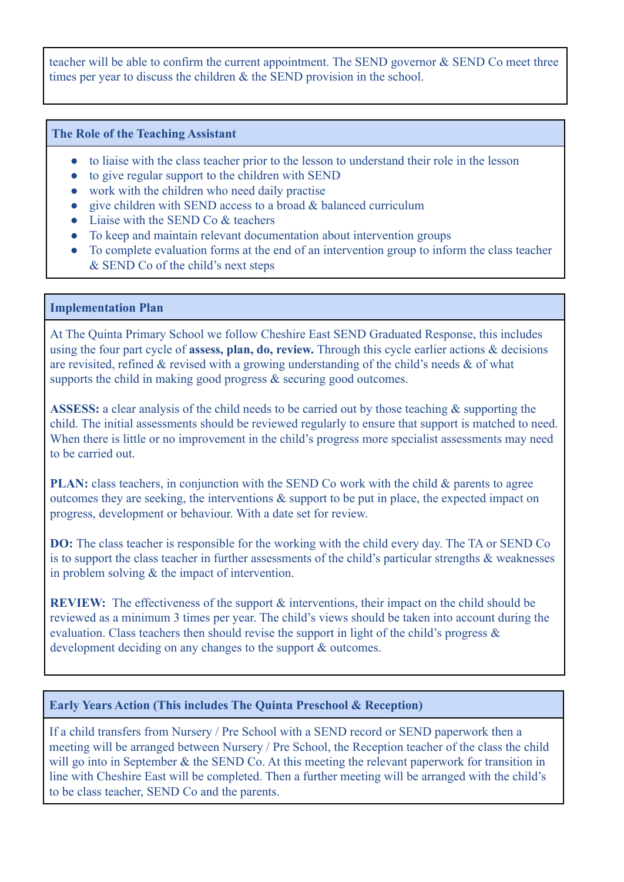teacher will be able to confirm the current appointment. The SEND governor & SEND Co meet three times per year to discuss the children & the SEND provision in the school.

## The Role of the Teaching Assistant

- to liaise with the class teacher prior to the lesson to understand their role in the lesson
- to give regular support to the children with SEND
- work with the children who need daily practise
- give children with SEND access to a broad & balanced curriculum
- Liaise with the SEND Co & teachers
- To keep and maintain relevant documentation about intervention groups
- To complete evaluation forms at the end of an intervention group to inform the class teacher & SEND Co of the child's next steps

## Implementation Plan

At The Quinta Primary School we follow Cheshire East SEND Graduated Response, this includes using the four part cycle of **assess, plan, do, review.** Through this cycle earlier actions & decisions are revisited, refined & revised with a growing understanding of the child's needs & of what supports the child in making good progress & securing good outcomes.

**ASSESS:** a clear analysis of the child needs to be carried out by those teaching & supporting the child. The initial assessments should be reviewed regularly to ensure that support is matched to need. When there is little or no improvement in the child's progress more specialist assessments may need to be carried out.

**PLAN:** class teachers, in conjunction with the SEND Co work with the child & parents to agree outcomes they are seeking, the interventions & support to be put in place, the expected impact on progress, development or behaviour. With a date set for review.

**DO:** The class teacher is responsible for the working with the child every day. The TA or SEND Co is to support the class teacher in further assessments of the child's particular strengths & weaknesses in problem solving & the impact of intervention.

**REVIEW:** The effectiveness of the support & interventions, their impact on the child should be reviewed as a minimum 3 times per year. The child's views should be taken into account during the evaluation. Class teachers then should revise the support in light of the child's progress & development deciding on any changes to the support & outcomes.

## Early Years Action (This includes The Quinta Preschool & Reception)

If a child transfers from Nursery / Pre School with a SEND record or SEND paperwork then a meeting will be arranged between Nursery / Pre School, the Reception teacher of the class the child will go into in September & the SEND Co. At this meeting the relevant paperwork for transition in line with Cheshire East will be completed. Then a further meeting will be arranged with the child's to be class teacher, SEND Co and the parents.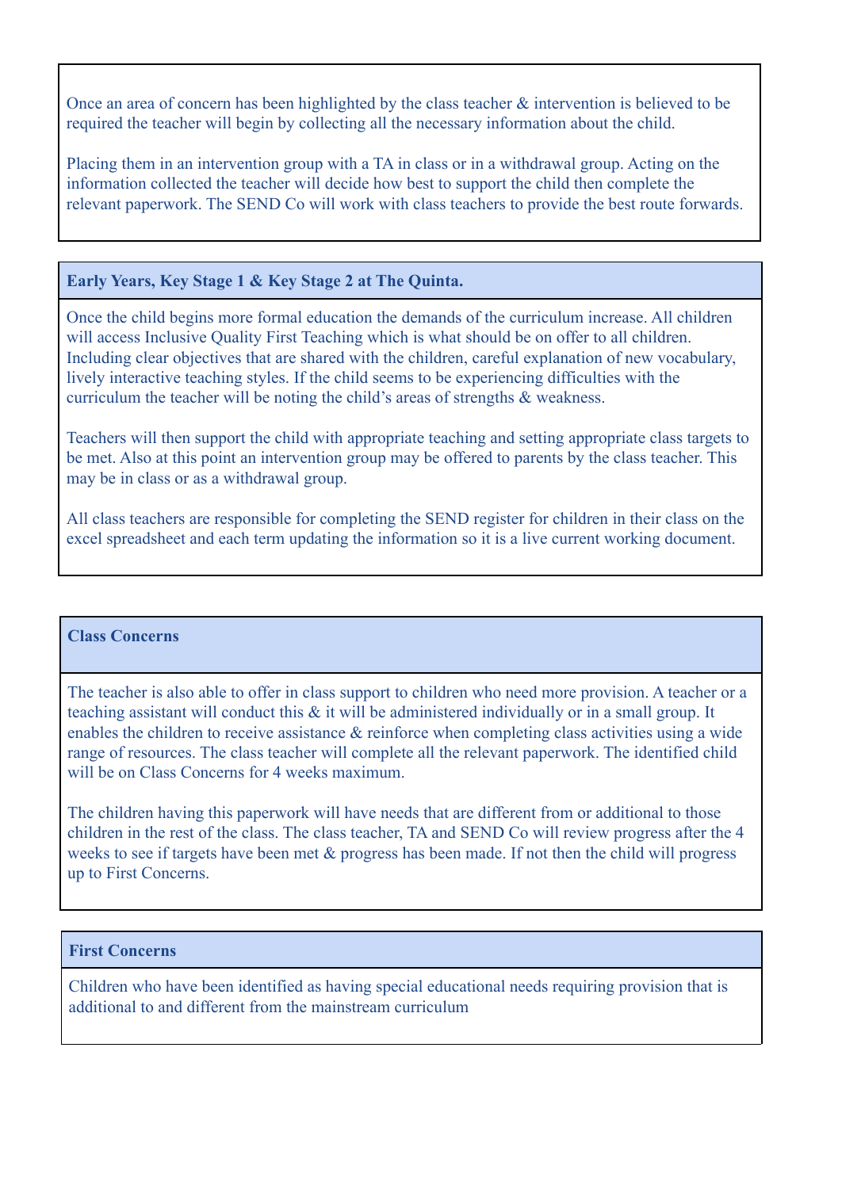Once an area of concern has been highlighted by the class teacher & intervention is believed to be required the teacher will begin by collecting all the necessary information about the child.

Placing them in an intervention group with a TA in class or in a withdrawal group. Acting on the information collected the teacher will decide how best to support the child then complete the relevant paperwork. The SEND Co will work with class teachers to provide the best route forwards.

### Early Years, Key Stage 1 & Key Stage 2 at The Quinta.

Once the child begins more formal education the demands of the curriculum increase. All children will access Inclusive Quality First Teaching which is what should be on offer to all children. Including clear objectives that are shared with the children, careful explanation of new vocabulary, lively interactive teaching styles. If the child seems to be experiencing difficulties with the curriculum the teacher will be noting the child's areas of strengths & weakness.

Teachers will then support the child with appropriate teaching and setting appropriate class targets to be met. Also at this point an intervention group may be offered to parents by the class teacher. This may be in class or as a withdrawal group.

All class teachers are responsible for completing the SEND register for children in their class on the excel spreadsheet and each term updating the information so it is a live current working document.

### Class Concerns

The teacher is also able to offer in class support to children who need more provision. A teacher or a teaching assistant will conduct this & it will be administered individually or in a small group. It enables the children to receive assistance & reinforce when completing class activities using a wide range of resources. The class teacher will complete all the relevant paperwork. The identified child will be on Class Concerns for 4 weeks maximum.

The children having this paperwork will have needs that are different from or additional to those children in the rest of the class. The class teacher, TA and SEND Co will review progress after the 4 weeks to see if targets have been met & progress has been made. If not then the child will progress up to First Concerns.

### First Concerns

Children who have been identified as having special educational needs requiring provision that is additional to and different from the mainstream curriculum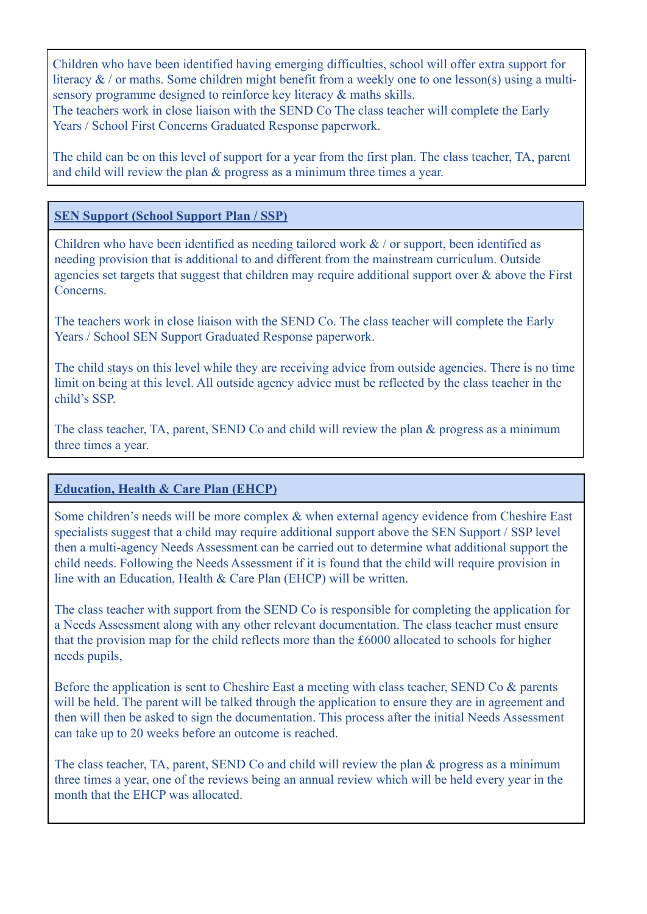Children who have been identified having emerging difficulties, school will offer extra support for literacy & / or maths. Some children might benefit from a weekly one to one lesson(s) using a multi-sensory programme designed to reinforce key literacy & maths skills.
The teachers work in close liaison with the SEND Co The class teacher will complete the Early Years / School First Concerns Graduated Response paperwork.

The child can be on this level of support for a year from the first plan. The class teacher, TA, parent and child will review the plan & progress as a minimum three times a year.

### SEN Support (School Support Plan / SSP)

Children who have been identified as needing tailored work & / or support, been identified as needing provision that is additional to and different from the mainstream curriculum. Outside agencies set targets that suggest that children may require additional support over & above the First Concerns.

The teachers work in close liaison with the SEND Co. The class teacher will complete the Early Years / School SEN Support Graduated Response paperwork.

The child stays on this level while they are receiving advice from outside agencies. There is no time limit on being at this level. All outside agency advice must be reflected by the class teacher in the child's SSP.

The class teacher, TA, parent, SEND Co and child will review the plan & progress as a minimum three times a year.

### Education, Health & Care Plan (EHCP)

Some children's needs will be more complex & when external agency evidence from Cheshire East specialists suggest that a child may require additional support above the SEN Support / SSP level then a multi-agency Needs Assessment can be carried out to determine what additional support the child needs. Following the Needs Assessment if it is found that the child will require provision in line with an Education, Health & Care Plan (EHCP) will be written.

The class teacher with support from the SEND Co is responsible for completing the application for a Needs Assessment along with any other relevant documentation. The class teacher must ensure that the provision map for the child reflects more than the £6000 allocated to schools for higher needs pupils,

Before the application is sent to Cheshire East a meeting with class teacher, SEND Co & parents will be held. The parent will be talked through the application to ensure they are in agreement and then will then be asked to sign the documentation. This process after the initial Needs Assessment can take up to 20 weeks before an outcome is reached.

The class teacher, TA, parent, SEND Co and child will review the plan & progress as a minimum three times a year, one of the reviews being an annual review which will be held every year in the month that the EHCP was allocated.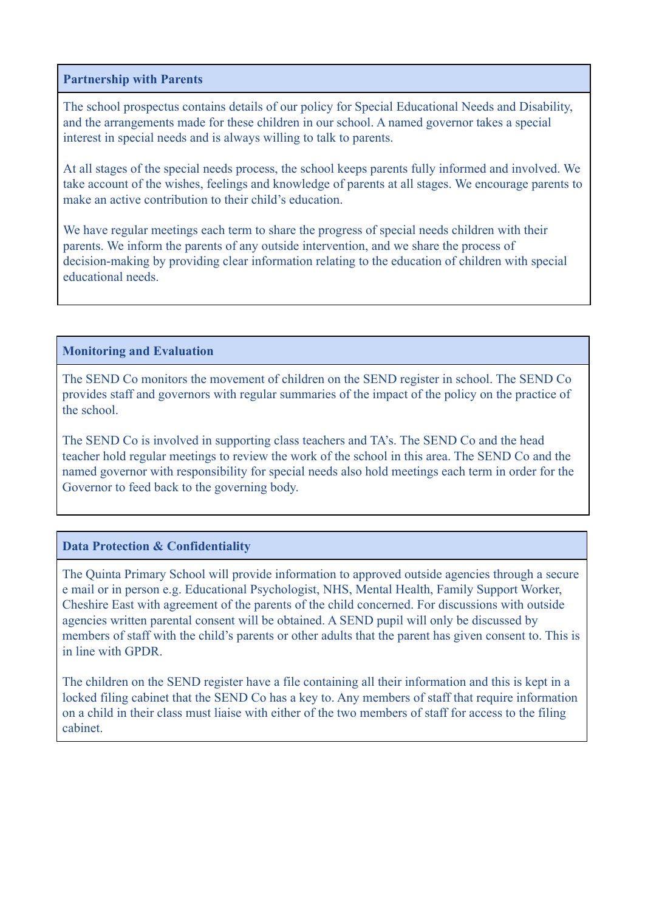## Partnership with Parents

The school prospectus contains details of our policy for Special Educational Needs and Disability, and the arrangements made for these children in our school. A named governor takes a special interest in special needs and is always willing to talk to parents.

At all stages of the special needs process, the school keeps parents fully informed and involved. We take account of the wishes, feelings and knowledge of parents at all stages. We encourage parents to make an active contribution to their child's education.

We have regular meetings each term to share the progress of special needs children with their parents. We inform the parents of any outside intervention, and we share the process of decision-making by providing clear information relating to the education of children with special educational needs.

## Monitoring and Evaluation

The SEND Co monitors the movement of children on the SEND register in school. The SEND Co provides staff and governors with regular summaries of the impact of the policy on the practice of the school.

The SEND Co is involved in supporting class teachers and TA's. The SEND Co and the head teacher hold regular meetings to review the work of the school in this area. The SEND Co and the named governor with responsibility for special needs also hold meetings each term in order for the Governor to feed back to the governing body.

## Data Protection & Confidentiality

The Quinta Primary School will provide information to approved outside agencies through a secure e mail or in person e.g. Educational Psychologist, NHS, Mental Health, Family Support Worker, Cheshire East with agreement of the parents of the child concerned. For discussions with outside agencies written parental consent will be obtained. A SEND pupil will only be discussed by members of staff with the child's parents or other adults that the parent has given consent to. This is in line with GPDR.

The children on the SEND register have a file containing all their information and this is kept in a locked filing cabinet that the SEND Co has a key to. Any members of staff that require information on a child in their class must liaise with either of the two members of staff for access to the filing cabinet.